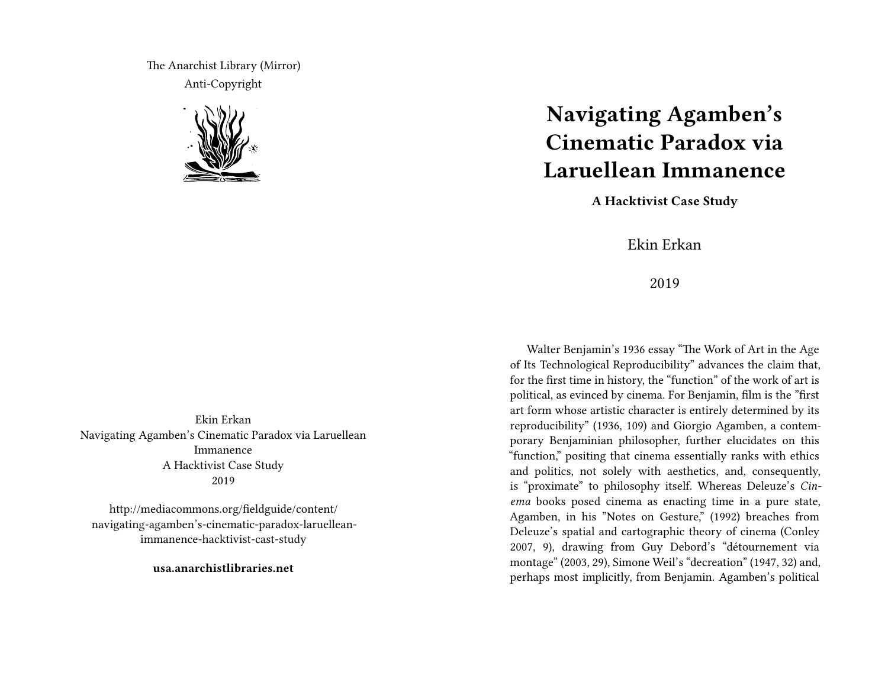The Anarchist Library (Mirror)
Anti-Copyright

Ekin Erkan
Navigating Agamben's Cinematic Paradox via Laruellean Immanence
A Hacktivist Case Study
2019

http://mediacommons.org/fieldguide/content/navigating-agamben's-cinematic-paradox-laruellean-immanence-hacktivist-cast-study

**usa.anarchistlibraries.net**

# Navigating Agamben's Cinematic Paradox via Laruellean Immanence

**A Hacktivist Case Study**

Ekin Erkan

2019

Walter Benjamin's 1936 essay "The Work of Art in the Age of Its Technological Reproducibility" advances the claim that, for the first time in history, the "function" of the work of art is political, as evinced by cinema. For Benjamin, film is the "first art form whose artistic character is entirely determined by its reproducibility" (1936, 109) and Giorgio Agamben, a contemporary Benjaminian philosopher, further elucidates on this "function," positing that cinema essentially ranks with ethics and politics, not solely with aesthetics, and, consequently, is "proximate" to philosophy itself. Whereas Deleuze's *Cinema* books posed cinema as enacting time in a pure state, Agamben, in his "Notes on Gesture," (1992) breaches from Deleuze's spatial and cartographic theory of cinema (Conley 2007, 9), drawing from Guy Debord's "détournement via montage" (2003, 29), Simone Weil's "decreation" (1947, 32) and, perhaps most implicitly, from Benjamin. Agamben's political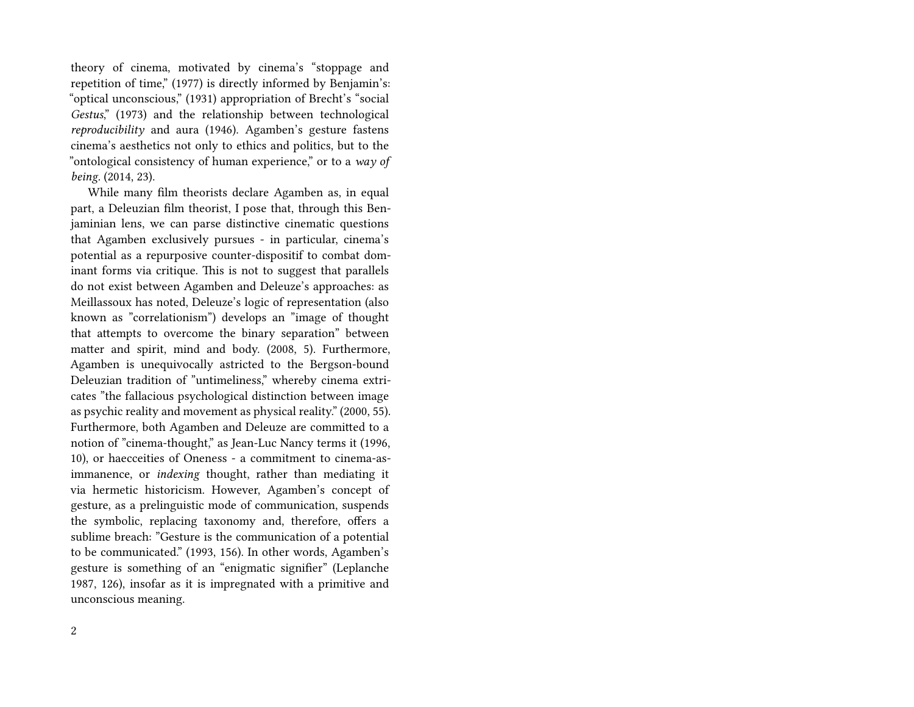theory of cinema, motivated by cinema's "stoppage and repetition of time," (1977) is directly informed by Benjamin's: "optical unconscious," (1931) appropriation of Brecht's "social *Gestus*," (1973) and the relationship between technological *reproducibility* and aura (1946). Agamben's gesture fastens cinema's aesthetics not only to ethics and politics, but to the "ontological consistency of human experience," or to a *way of being*. (2014, 23).

While many film theorists declare Agamben as, in equal part, a Deleuzian film theorist, I pose that, through this Benjaminian lens, we can parse distinctive cinematic questions that Agamben exclusively pursues - in particular, cinema's potential as a repurposive counter-dispositif to combat dominant forms via critique. This is not to suggest that parallels do not exist between Agamben and Deleuze's approaches: as Meillassoux has noted, Deleuze's logic of representation (also known as "correlationism") develops an "image of thought that attempts to overcome the binary separation" between matter and spirit, mind and body. (2008, 5). Furthermore, Agamben is unequivocally astricted to the Bergson-bound Deleuzian tradition of "untimeliness," whereby cinema extricates "the fallacious psychological distinction between image as psychic reality and movement as physical reality." (2000, 55). Furthermore, both Agamben and Deleuze are committed to a notion of "cinema-thought," as Jean-Luc Nancy terms it (1996, 10), or haecceities of Oneness - a commitment to cinema-as-immanence, or *indexing* thought, rather than mediating it via hermetic historicism. However, Agamben's concept of gesture, as a prelinguistic mode of communication, suspends the symbolic, replacing taxonomy and, therefore, offers a sublime breach: "Gesture is the communication of a potential to be communicated." (1993, 156). In other words, Agamben's gesture is something of an "enigmatic signifier" (Leplanche 1987, 126), insofar as it is impregnated with a primitive and unconscious meaning.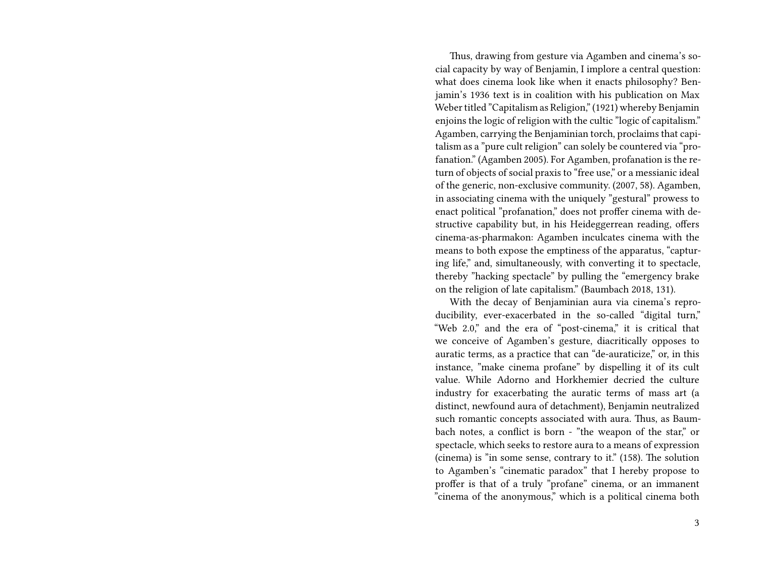Thus, drawing from gesture via Agamben and cinema's social capacity by way of Benjamin, I implore a central question: what does cinema look like when it enacts philosophy? Benjamin's 1936 text is in coalition with his publication on Max Weber titled "Capitalism as Religion," (1921) whereby Benjamin enjoins the logic of religion with the cultic "logic of capitalism." Agamben, carrying the Benjaminian torch, proclaims that capitalism as a "pure cult religion" can solely be countered via "profanation." (Agamben 2005). For Agamben, profanation is the return of objects of social praxis to "free use," or a messianic ideal of the generic, non-exclusive community. (2007, 58). Agamben, in associating cinema with the uniquely "gestural" prowess to enact political "profanation," does not proffer cinema with destructive capability but, in his Heideggerrean reading, offers cinema-as-pharmakon: Agamben inculcates cinema with the means to both expose the emptiness of the apparatus, "capturing life," and, simultaneously, with converting it to spectacle, thereby "hacking spectacle" by pulling the "emergency brake on the religion of late capitalism." (Baumbach 2018, 131).

With the decay of Benjaminian aura via cinema's reproducibility, ever-exacerbated in the so-called "digital turn," "Web 2.0," and the era of "post-cinema," it is critical that we conceive of Agamben's gesture, diacritically opposes to auratic terms, as a practice that can "de-auraticize," or, in this instance, "make cinema profane" by dispelling it of its cult value. While Adorno and Horkhemier decried the culture industry for exacerbating the auratic terms of mass art (a distinct, newfound aura of detachment), Benjamin neutralized such romantic concepts associated with aura. Thus, as Baumbach notes, a conflict is born - "the weapon of the star," or spectacle, which seeks to restore aura to a means of expression (cinema) is "in some sense, contrary to it." (158). The solution to Agamben's "cinematic paradox" that I hereby propose to proffer is that of a truly "profane" cinema, or an immanent "cinema of the anonymous," which is a political cinema both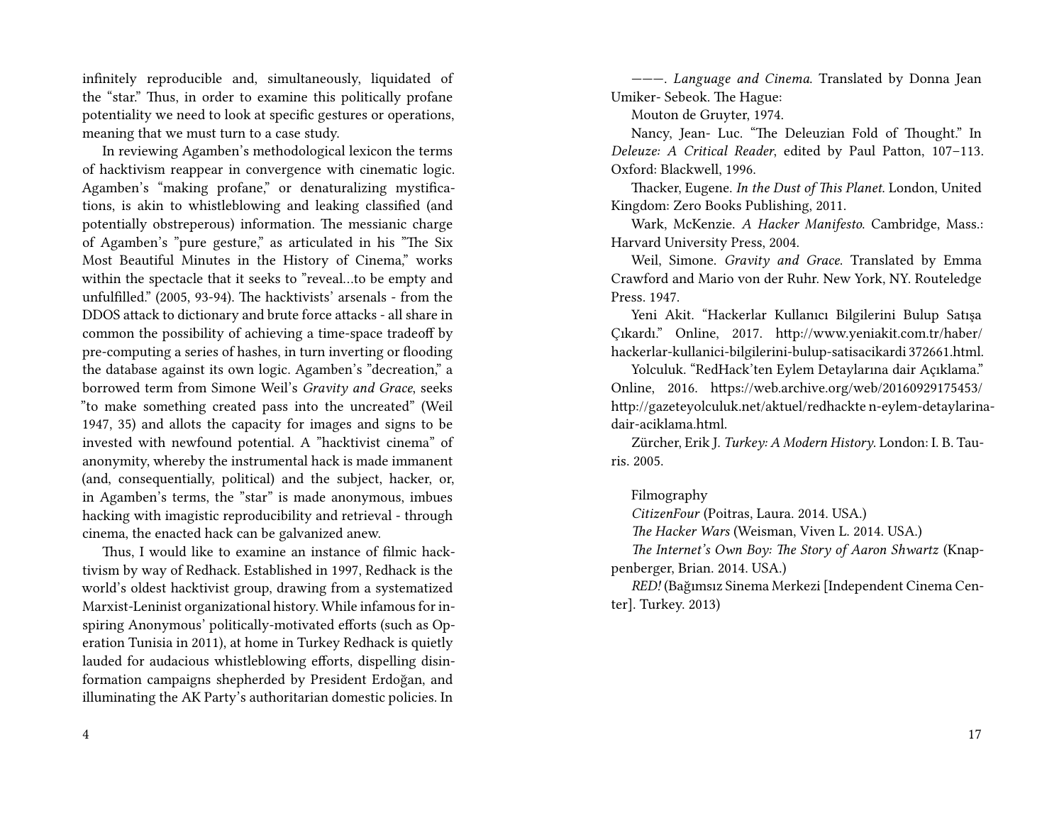infinitely reproducible and, simultaneously, liquidated of the "star." Thus, in order to examine this politically profane potentiality we need to look at specific gestures or operations, meaning that we must turn to a case study.

In reviewing Agamben's methodological lexicon the terms of hacktivism reappear in convergence with cinematic logic. Agamben's "making profane," or denaturalizing mystifications, is akin to whistleblowing and leaking classified (and potentially obstreperous) information. The messianic charge of Agamben's "pure gesture," as articulated in his "The Six Most Beautiful Minutes in the History of Cinema," works within the spectacle that it seeks to "reveal…to be empty and unfulfilled." (2005, 93-94). The hacktivists' arsenals - from the DDOS attack to dictionary and brute force attacks - all share in common the possibility of achieving a time-space tradeoff by pre-computing a series of hashes, in turn inverting or flooding the database against its own logic. Agamben's "decreation," a borrowed term from Simone Weil's *Gravity and Grace*, seeks "to make something created pass into the uncreated" (Weil 1947, 35) and allots the capacity for images and signs to be invested with newfound potential. A "hacktivist cinema" of anonymity, whereby the instrumental hack is made immanent (and, consequentially, political) and the subject, hacker, or, in Agamben's terms, the "star" is made anonymous, imbues hacking with imagistic reproducibility and retrieval - through cinema, the enacted hack can be galvanized anew.

Thus, I would like to examine an instance of filmic hacktivism by way of Redhack. Established in 1997, Redhack is the world's oldest hacktivist group, drawing from a systematized Marxist-Leninist organizational history. While infamous for inspiring Anonymous' politically-motivated efforts (such as Operation Tunisia in 2011), at home in Turkey Redhack is quietly lauded for audacious whistleblowing efforts, dispelling disinformation campaigns shepherded by President Erdoğan, and illuminating the AK Party's authoritarian domestic policies. In

———. *Language and Cinema.* Translated by Donna Jean Umiker- Sebeok. The Hague:

Mouton de Gruyter, 1974.

Nancy, Jean- Luc. "The Deleuzian Fold of Thought." In *Deleuze: A Critical Reader*, edited by Paul Patton, 107–113. Oxford: Blackwell, 1996.

Thacker, Eugene. *In the Dust of This Planet.* London, United Kingdom: Zero Books Publishing, 2011.

Wark, McKenzie. *A Hacker Manifesto.* Cambridge, Mass.: Harvard University Press, 2004.

Weil, Simone. *Gravity and Grace.* Translated by Emma Crawford and Mario von der Ruhr. New York, NY. Routeledge Press. 1947.

Yeni Akit. "Hackerlar Kullanıcı Bilgilerini Bulup Satışa Çıkardı." Online, 2017. http://www.yeniakit.com.tr/haber/hackerlar-kullanici-bilgilerini-bulup-satisacikardi 372661.html.

Yolculuk. "RedHack'ten Eylem Detaylarına dair Açıklama." Online, 2016. https://web.archive.org/web/20160929175453/http://gazeteyolculuk.net/aktuel/redhackte n-eylem-detaylarina-dair-aciklama.html.

Zürcher, Erik J. *Turkey: A Modern History.* London: I. B. Tauris. 2005.

Filmography

*CitizenFour* (Poitras, Laura. 2014. USA.)

*The Hacker Wars* (Weisman, Viven L. 2014. USA.)

*The Internet's Own Boy: The Story of Aaron Shwartz* (Knappenberger, Brian. 2014. USA.)

*RED!* (Bağımsız Sinema Merkezi [Independent Cinema Center]. Turkey. 2013)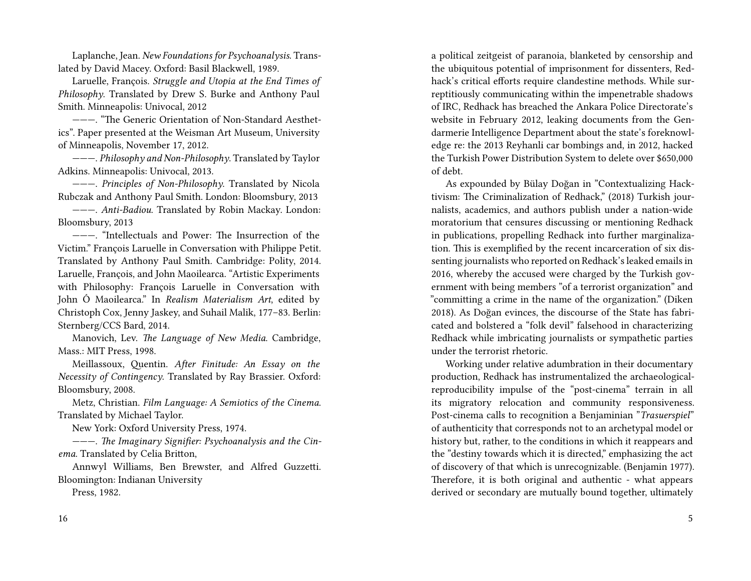Laplanche, Jean. *New Foundations for Psychoanalysis.* Translated by David Macey. Oxford: Basil Blackwell, 1989.

Laruelle, François. *Struggle and Utopia at the End Times of Philosophy.* Translated by Drew S. Burke and Anthony Paul Smith. Minneapolis: Univocal, 2012

———. "The Generic Orientation of Non-Standard Aesthetics". Paper presented at the Weisman Art Museum, University of Minneapolis, November 17, 2012.

———. *Philosophy and Non-Philosophy.* Translated by Taylor Adkins. Minneapolis: Univocal, 2013.

———. *Principles of Non-Philosophy.* Translated by Nicola Rubczak and Anthony Paul Smith. London: Bloomsbury, 2013

———. *Anti-Badiou.* Translated by Robin Mackay. London: Bloomsbury, 2013

———. "Intellectuals and Power: The Insurrection of the Victim." François Laruelle in Conversation with Philippe Petit. Translated by Anthony Paul Smith. Cambridge: Polity, 2014. Laruelle, François, and John Maoilearca. "Artistic Experiments with Philosophy: François Laruelle in Conversation with John Ó Maoilearca." In *Realism Materialism Art*, edited by Christoph Cox, Jenny Jaskey, and Suhail Malik, 177–83. Berlin: Sternberg/CCS Bard, 2014.

Manovich, Lev. *The Language of New Media.* Cambridge, Mass.: MIT Press, 1998.

Meillassoux, Quentin. *After Finitude: An Essay on the Necessity of Contingency.* Translated by Ray Brassier. Oxford: Bloomsbury, 2008.

Metz, Christian. *Film Language: A Semiotics of the Cinema.* Translated by Michael Taylor.

New York: Oxford University Press, 1974.

———. *The Imaginary Signifier: Psychoanalysis and the Cinema.* Translated by Celia Britton,

Annwyl Williams, Ben Brewster, and Alfred Guzzetti. Bloomington: Indianan University

Press, 1982.

a political zeitgeist of paranoia, blanketed by censorship and the ubiquitous potential of imprisonment for dissenters, Redhack's critical efforts require clandestine methods. While surreptitiously communicating within the impenetrable shadows of IRC, Redhack has breached the Ankara Police Directorate's website in February 2012, leaking documents from the Gendarmerie Intelligence Department about the state's foreknowledge re: the 2013 Reyhanli car bombings and, in 2012, hacked the Turkish Power Distribution System to delete over $650,000 of debt.

As expounded by Bülay Doğan in "Contextualizing Hacktivism: The Criminalization of Redhack," (2018) Turkish journalists, academics, and authors publish under a nation-wide moratorium that censures discussing or mentioning Redhack in publications, propelling Redhack into further marginalization. This is exemplified by the recent incarceration of six dissenting journalists who reported on Redhack's leaked emails in 2016, whereby the accused were charged by the Turkish government with being members "of a terrorist organization" and "committing a crime in the name of the organization." (Diken 2018). As Doğan evinces, the discourse of the State has fabricated and bolstered a "folk devil" falsehood in characterizing Redhack while imbricating journalists or sympathetic parties under the terrorist rhetoric.

Working under relative adumbration in their documentary production, Redhack has instrumentalized the archaeological-reproducibility impulse of the "post-cinema" terrain in all its migratory relocation and community responsiveness. Post-cinema calls to recognition a Benjaminian "*Trasuerspiel*" of authenticity that corresponds not to an archetypal model or history but, rather, to the conditions in which it reappears and the "destiny towards which it is directed," emphasizing the act of discovery of that which is unrecognizable. (Benjamin 1977). Therefore, it is both original and authentic - what appears derived or secondary are mutually bound together, ultimately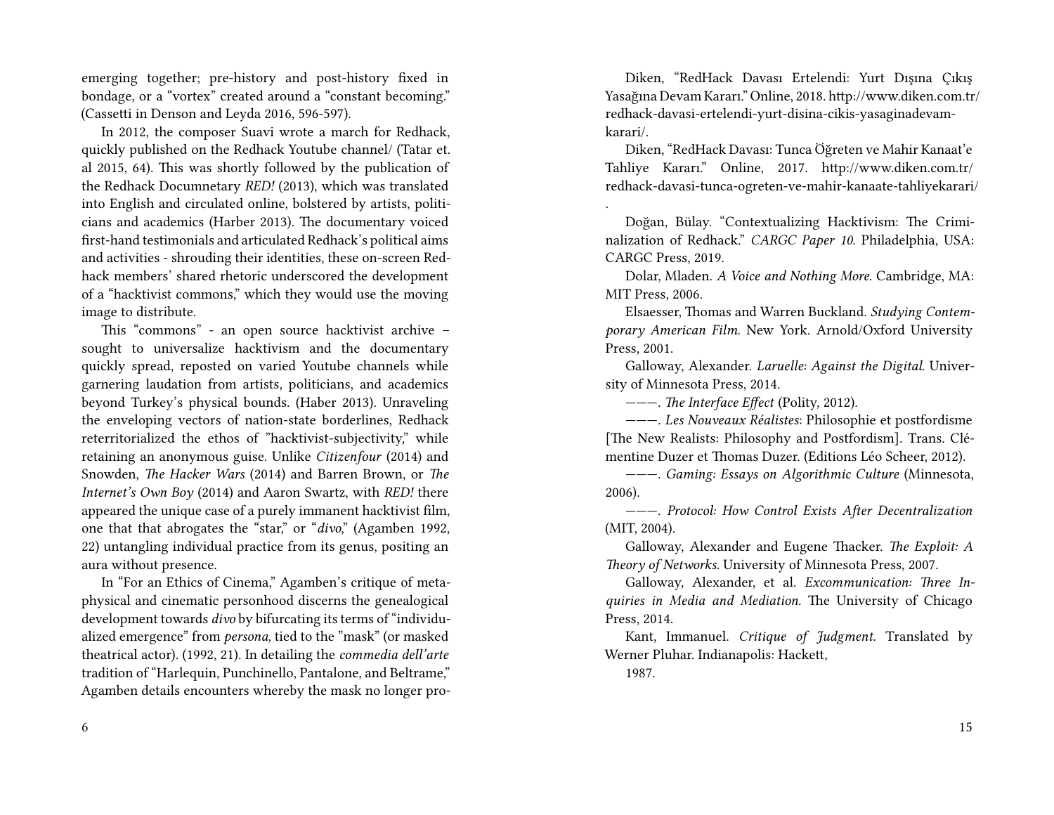emerging together; pre-history and post-history fixed in bondage, or a "vortex" created around a "constant becoming." (Cassetti in Denson and Leyda 2016, 596-597).

In 2012, the composer Suavi wrote a march for Redhack, quickly published on the Redhack Youtube channel/ (Tatar et. al 2015, 64). This was shortly followed by the publication of the Redhack Documnetary *RED!* (2013), which was translated into English and circulated online, bolstered by artists, politicians and academics (Harber 2013). The documentary voiced first-hand testimonials and articulated Redhack's political aims and activities - shrouding their identities, these on-screen Redhack members' shared rhetoric underscored the development of a "hacktivist commons," which they would use the moving image to distribute.

This "commons" - an open source hacktivist archive – sought to universalize hacktivism and the documentary quickly spread, reposted on varied Youtube channels while garnering laudation from artists, politicians, and academics beyond Turkey's physical bounds. (Haber 2013). Unraveling the enveloping vectors of nation-state borderlines, Redhack reterritorialized the ethos of "hacktivist-subjectivity," while retaining an anonymous guise. Unlike *Citizenfour* (2014) and Snowden, *The Hacker Wars* (2014) and Barren Brown, or *The Internet's Own Boy* (2014) and Aaron Swartz, with *RED!* there appeared the unique case of a purely immanent hacktivist film, one that that abrogates the "star," or "*divo*," (Agamben 1992, 22) untangling individual practice from its genus, positing an aura without presence.

In "For an Ethics of Cinema," Agamben's critique of metaphysical and cinematic personhood discerns the genealogical development towards *divo* by bifurcating its terms of "individualized emergence" from *persona*, tied to the "mask" (or masked theatrical actor). (1992, 21). In detailing the *commedia dell'arte* tradition of "Harlequin, Punchinello, Pantalone, and Beltrame," Agamben details encounters whereby the mask no longer pro-

Diken, "RedHack Davası Ertelendi: Yurt Dışına Çıkış Yasağına Devam Kararı." Online, 2018. http://www.diken.com.tr/redhack-davasi-ertelendi-yurt-disina-cikis-yasaginadevam-karari/.

Diken, "RedHack Davası: Tunca Öğreten ve Mahir Kanaat'e Tahliye Kararı." Online, 2017. http://www.diken.com.tr/redhack-davasi-tunca-ogreten-ve-mahir-kanaate-tahliyekarari/.

Doğan, Bülay. "Contextualizing Hacktivism: The Criminalization of Redhack." *CARGC Paper 10.* Philadelphia, USA: CARGC Press, 2019.

Dolar, Mladen. *A Voice and Nothing More.* Cambridge, MA: MIT Press, 2006.

Elsaesser, Thomas and Warren Buckland. *Studying Contemporary American Film.* New York. Arnold/Oxford University Press, 2001.

Galloway, Alexander. *Laruelle: Against the Digital.* University of Minnesota Press, 2014.

———. *The Interface Effect* (Polity, 2012).

———. *Les Nouveaux Réalistes*: Philosophie et postfordisme [The New Realists: Philosophy and Postfordism]. Trans. Clémentine Duzer et Thomas Duzer. (Editions Léo Scheer, 2012).

———. *Gaming: Essays on Algorithmic Culture* (Minnesota, 2006).

———. *Protocol: How Control Exists After Decentralization* (MIT, 2004).

Galloway, Alexander and Eugene Thacker. *The Exploit: A Theory of Networks.* University of Minnesota Press, 2007.

Galloway, Alexander, et al. *Excommunication: Three Inquiries in Media and Mediation.* The University of Chicago Press, 2014.

Kant, Immanuel. *Critique of Judgment.* Translated by Werner Pluhar. Indianapolis: Hackett, 1987.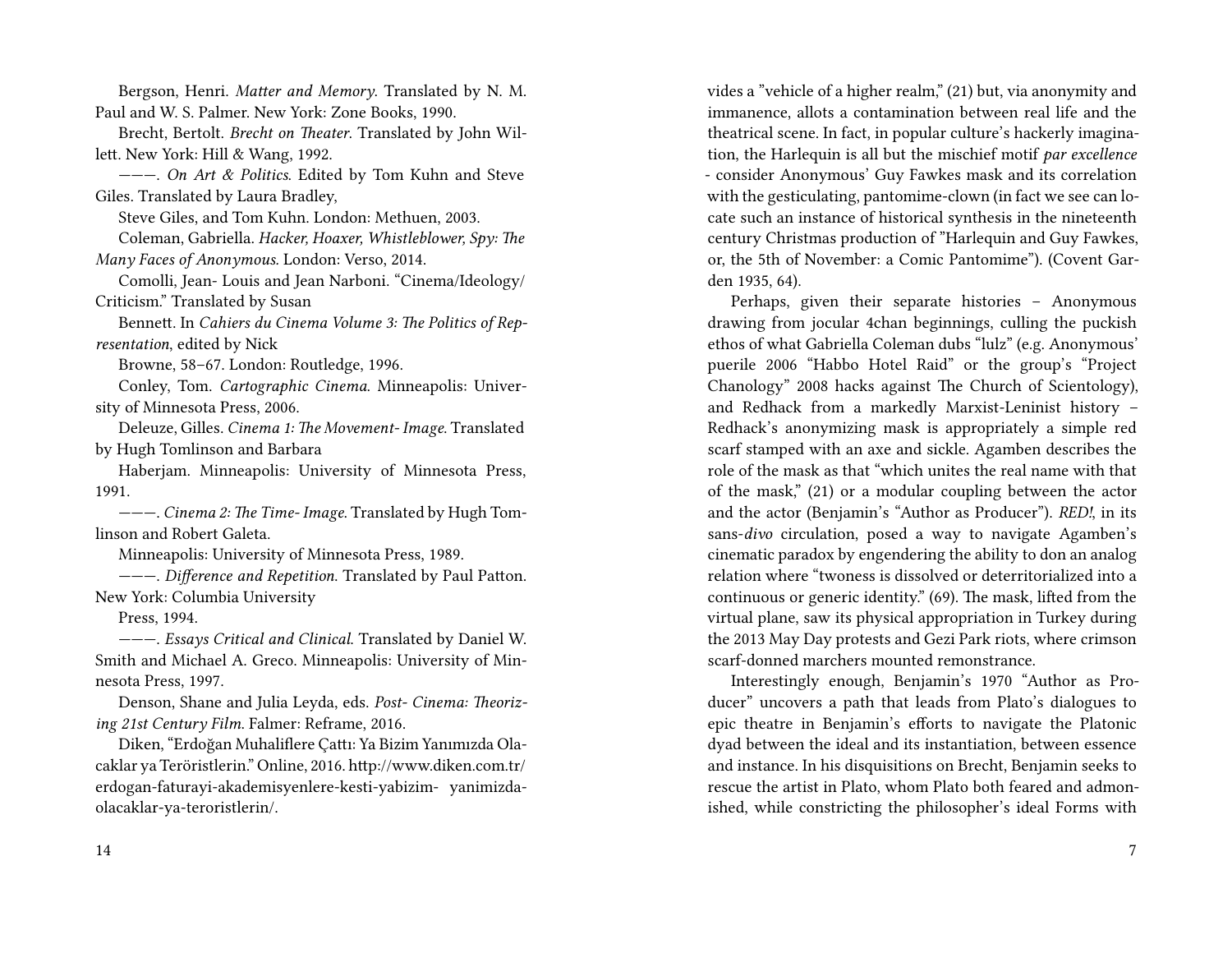Bergson, Henri. *Matter and Memory*. Translated by N. M. Paul and W. S. Palmer. New York: Zone Books, 1990.

Brecht, Bertolt. *Brecht on Theater*. Translated by John Willett. New York: Hill & Wang, 1992.

———. *On Art & Politics*. Edited by Tom Kuhn and Steve Giles. Translated by Laura Bradley, Steve Giles, and Tom Kuhn. London: Methuen, 2003.

Coleman, Gabriella. *Hacker, Hoaxer, Whistleblower, Spy: The Many Faces of Anonymous*. London: Verso, 2014.

Comolli, Jean- Louis and Jean Narboni. "Cinema/Ideology/ Criticism." Translated by Susan Bennett. In *Cahiers du Cinema Volume 3: The Politics of Representation*, edited by Nick Browne, 58–67. London: Routledge, 1996.

Conley, Tom. *Cartographic Cinema*. Minneapolis: University of Minnesota Press, 2006.

Deleuze, Gilles. *Cinema 1: The Movement- Image*. Translated by Hugh Tomlinson and Barbara Haberjam. Minneapolis: University of Minnesota Press, 1991.

———. *Cinema 2: The Time- Image*. Translated by Hugh Tomlinson and Robert Galeta. Minneapolis: University of Minnesota Press, 1989.

———. *Difference and Repetition*. Translated by Paul Patton. New York: Columbia University Press, 1994.

———. *Essays Critical and Clinical*. Translated by Daniel W. Smith and Michael A. Greco. Minneapolis: University of Minnesota Press, 1997.

Denson, Shane and Julia Leyda, eds. *Post- Cinema: Theorizing 21st Century Film*. Falmer: Reframe, 2016.

Diken, "Erdoğan Muhaliflere Çattı: Ya Bizim Yanımızda Olacaklar ya Teröristlerin." Online, 2016. http://www.diken.com.tr/erdogan-faturayi-akademisyenlere-kesti-yabizim- yanimizda-olacaklar-ya-teroristlerin/.

vides a "vehicle of a higher realm," (21) but, via anonymity and immanence, allots a contamination between real life and the theatrical scene. In fact, in popular culture's hackerly imagination, the Harlequin is all but the mischief motif *par excellence* - consider Anonymous' Guy Fawkes mask and its correlation with the gesticulating, pantomime-clown (in fact we see can locate such an instance of historical synthesis in the nineteenth century Christmas production of "Harlequin and Guy Fawkes, or, the 5th of November: a Comic Pantomime"). (Covent Garden 1935, 64).

Perhaps, given their separate histories – Anonymous drawing from jocular 4chan beginnings, culling the puckish ethos of what Gabriella Coleman dubs "lulz" (e.g. Anonymous' puerile 2006 "Habbo Hotel Raid" or the group's "Project Chanology" 2008 hacks against The Church of Scientology), and Redhack from a markedly Marxist-Leninist history – Redhack's anonymizing mask is appropriately a simple red scarf stamped with an axe and sickle. Agamben describes the role of the mask as that "which unites the real name with that of the mask," (21) or a modular coupling between the actor and the actor (Benjamin's "Author as Producer"). *RED!*, in its sans-*divo* circulation, posed a way to navigate Agamben's cinematic paradox by engendering the ability to don an analog relation where "twoness is dissolved or deterritorialized into a continuous or generic identity." (69). The mask, lifted from the virtual plane, saw its physical appropriation in Turkey during the 2013 May Day protests and Gezi Park riots, where crimson scarf-donned marchers mounted remonstrance.

Interestingly enough, Benjamin's 1970 "Author as Producer" uncovers a path that leads from Plato's dialogues to epic theatre in Benjamin's efforts to navigate the Platonic dyad between the ideal and its instantiation, between essence and instance. In his disquisitions on Brecht, Benjamin seeks to rescue the artist in Plato, whom Plato both feared and admonished, while constricting the philosopher's ideal Forms with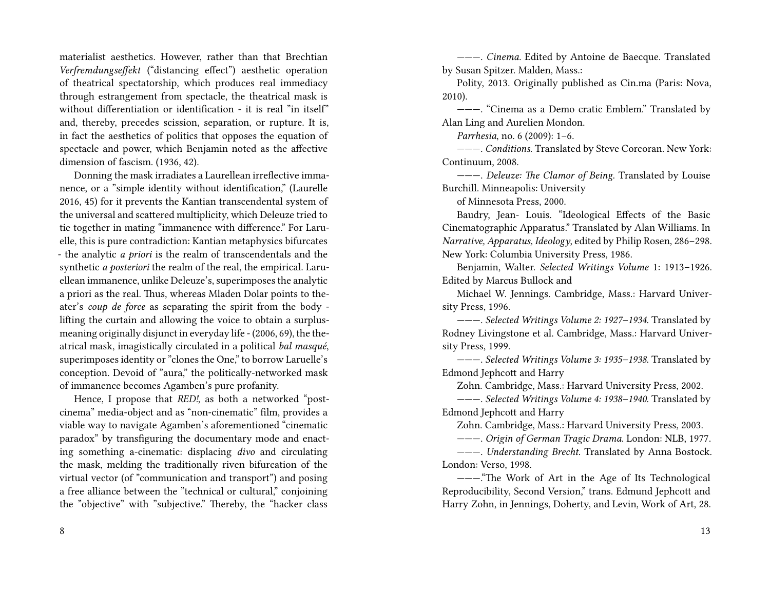materialist aesthetics. However, rather than that Brechtian *Verfremdungseffekt* ("distancing effect") aesthetic operation of theatrical spectatorship, which produces real immediacy through estrangement from spectacle, the theatrical mask is without differentiation or identification - it is real "in itself" and, thereby, precedes scission, separation, or rupture. It is, in fact the aesthetics of politics that opposes the equation of spectacle and power, which Benjamin noted as the affective dimension of fascism. (1936, 42).

Donning the mask irradiates a Laurellean irreflective immanence, or a "simple identity without identification," (Laurelle 2016, 45) for it prevents the Kantian transcendental system of the universal and scattered multiplicity, which Deleuze tried to tie together in mating "immanence with difference." For Laruelle, this is pure contradiction: Kantian metaphysics bifurcates - the analytic *a priori* is the realm of transcendentals and the synthetic *a posteriori* the realm of the real, the empirical. Laruellean immanence, unlike Deleuze's, superimposes the analytic a priori as the real. Thus, whereas Mladen Dolar points to theater's *coup de force* as separating the spirit from the body - lifting the curtain and allowing the voice to obtain a surplus-meaning originally disjunct in everyday life - (2006, 69), the theatrical mask, imagistically circulated in a political *bal masqué*, superimposes identity or "clones the One," to borrow Laruelle's conception. Devoid of "aura," the politically-networked mask of immanence becomes Agamben's pure profanity.

Hence, I propose that *RED!*, as both a networked "post-cinema" media-object and as "non-cinematic" film, provides a viable way to navigate Agamben's aforementioned "cinematic paradox" by transfiguring the documentary mode and enacting something a-cinematic: displacing *divo* and circulating the mask, melding the traditionally riven bifurcation of the virtual vector (of "communication and transport") and posing a free alliance between the "technical or cultural," conjoining the "objective" with "subjective." Thereby, the "hacker class

———. *Cinema*. Edited by Antoine de Baecque. Translated by Susan Spitzer. Malden, Mass.: Polity, 2013. Originally published as Cin.ma (Paris: Nova, 2010).

———. "Cinema as a Demo cratic Emblem." Translated by Alan Ling and Aurelien Mondon. *Parrhesia*, no. 6 (2009): 1–6.

———. *Conditions*. Translated by Steve Corcoran. New York: Continuum, 2008.

———. *Deleuze: The Clamor of Being*. Translated by Louise Burchill. Minneapolis: University of Minnesota Press, 2000.

Baudry, Jean- Louis. "Ideological Effects of the Basic Cinematographic Apparatus." Translated by Alan Williams. In *Narrative, Apparatus, Ideology*, edited by Philip Rosen, 286–298. New York: Columbia University Press, 1986.

Benjamin, Walter. *Selected Writings Volume* 1: 1913–1926. Edited by Marcus Bullock and Michael W. Jennings. Cambridge, Mass.: Harvard University Press, 1996.

———. *Selected Writings Volume 2: 1927–1934*. Translated by Rodney Livingstone et al. Cambridge, Mass.: Harvard University Press, 1999.

———. *Selected Writings Volume 3: 1935–1938*. Translated by Edmond Jephcott and Harry Zohn. Cambridge, Mass.: Harvard University Press, 2002.

———. *Selected Writings Volume 4: 1938–1940*. Translated by Edmond Jephcott and Harry Zohn. Cambridge, Mass.: Harvard University Press, 2003.

———. *Origin of German Tragic Drama*. London: NLB, 1977.

———. *Understanding Brecht*. Translated by Anna Bostock. London: Verso, 1998.

———."The Work of Art in the Age of Its Technological Reproducibility, Second Version," trans. Edmund Jephcott and Harry Zohn, in Jennings, Doherty, and Levin, Work of Art, 28.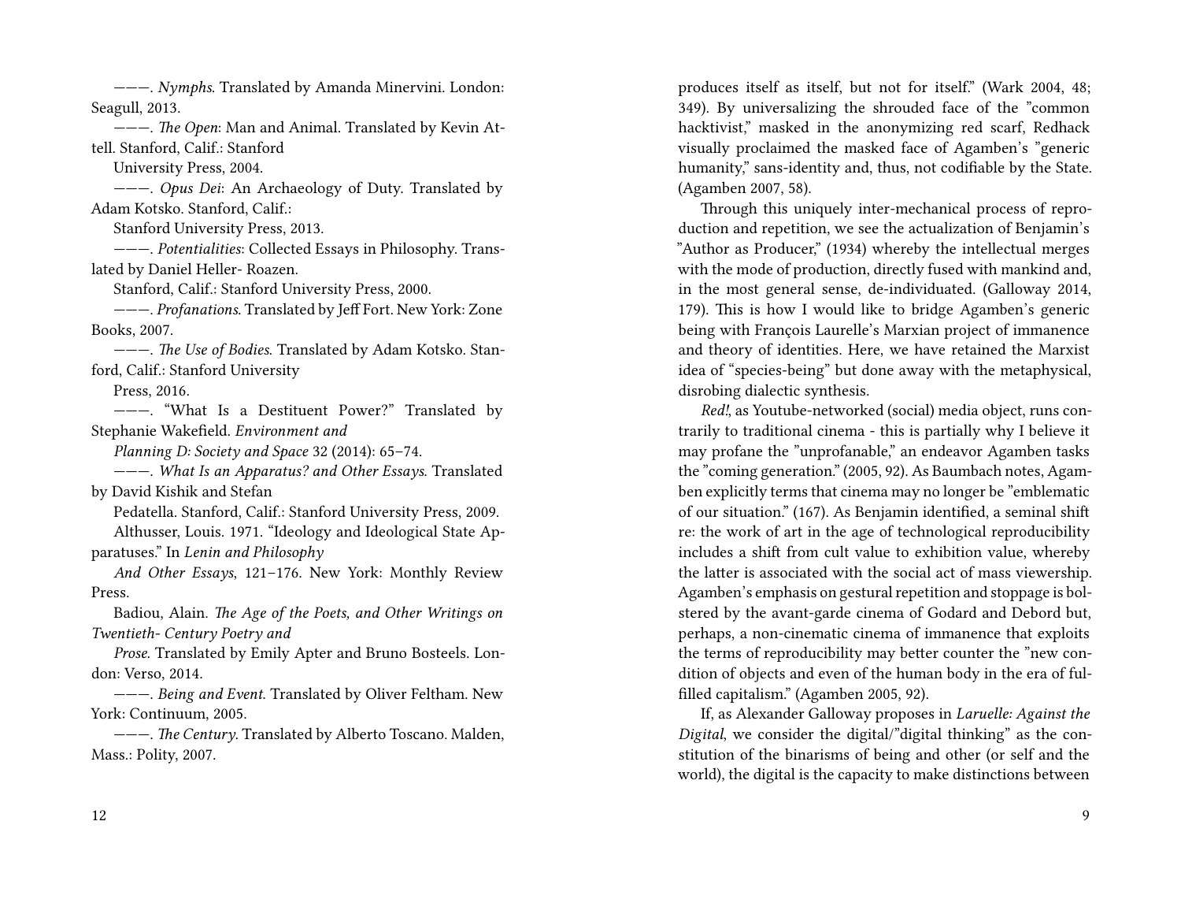———. *Nymphs*. Translated by Amanda Minervini. London: Seagull, 2013.

———. *The Open*: Man and Animal. Translated by Kevin Attell. Stanford, Calif.: Stanford University Press, 2004.

———. *Opus Dei*: An Archaeology of Duty. Translated by Adam Kotsko. Stanford, Calif.: Stanford University Press, 2013.

———. *Potentialities*: Collected Essays in Philosophy. Translated by Daniel Heller- Roazen. Stanford, Calif.: Stanford University Press, 2000.

———. *Profanations*. Translated by Jeff Fort. New York: Zone Books, 2007.

———. *The Use of Bodies*. Translated by Adam Kotsko. Stanford, Calif.: Stanford University Press, 2016.

———. "What Is a Destituent Power?" Translated by Stephanie Wakefield. *Environment and Planning D: Society and Space* 32 (2014): 65–74.

———. *What Is an Apparatus? and Other Essays.* Translated by David Kishik and Stefan Pedatella. Stanford, Calif.: Stanford University Press, 2009.

Althusser, Louis. 1971. "Ideology and Ideological State Apparatuses." In *Lenin and Philosophy And Other Essays*, 121–176. New York: Monthly Review Press.

Badiou, Alain. *The Age of the Poets, and Other Writings on Twentieth- Century Poetry and Prose*. Translated by Emily Apter and Bruno Bosteels. London: Verso, 2014.

———. *Being and Event.* Translated by Oliver Feltham. New York: Continuum, 2005.

———. *The Century.* Translated by Alberto Toscano. Malden, Mass.: Polity, 2007.

produces itself as itself, but not for itself." (Wark 2004, 48; 349). By universalizing the shrouded face of the "common hacktivist," masked in the anonymizing red scarf, Redhack visually proclaimed the masked face of Agamben's "generic humanity," sans-identity and, thus, not codifiable by the State. (Agamben 2007, 58).

Through this uniquely inter-mechanical process of reproduction and repetition, we see the actualization of Benjamin's "Author as Producer," (1934) whereby the intellectual merges with the mode of production, directly fused with mankind and, in the most general sense, de-individuated. (Galloway 2014, 179). This is how I would like to bridge Agamben's generic being with François Laurelle's Marxian project of immanence and theory of identities. Here, we have retained the Marxist idea of "species-being" but done away with the metaphysical, disrobing dialectic synthesis.

*Red!*, as Youtube-networked (social) media object, runs contrarily to traditional cinema - this is partially why I believe it may profane the "unprofanable," an endeavor Agamben tasks the "coming generation." (2005, 92). As Baumbach notes, Agamben explicitly terms that cinema may no longer be "emblematic of our situation." (167). As Benjamin identified, a seminal shift re: the work of art in the age of technological reproducibility includes a shift from cult value to exhibition value, whereby the latter is associated with the social act of mass viewership. Agamben's emphasis on gestural repetition and stoppage is bolstered by the avant-garde cinema of Godard and Debord but, perhaps, a non-cinematic cinema of immanence that exploits the terms of reproducibility may better counter the "new condition of objects and even of the human body in the era of fulfilled capitalism." (Agamben 2005, 92).

If, as Alexander Galloway proposes in *Laruelle: Against the Digital*, we consider the digital/"digital thinking" as the constitution of the binarisms of being and other (or self and the world), the digital is the capacity to make distinctions between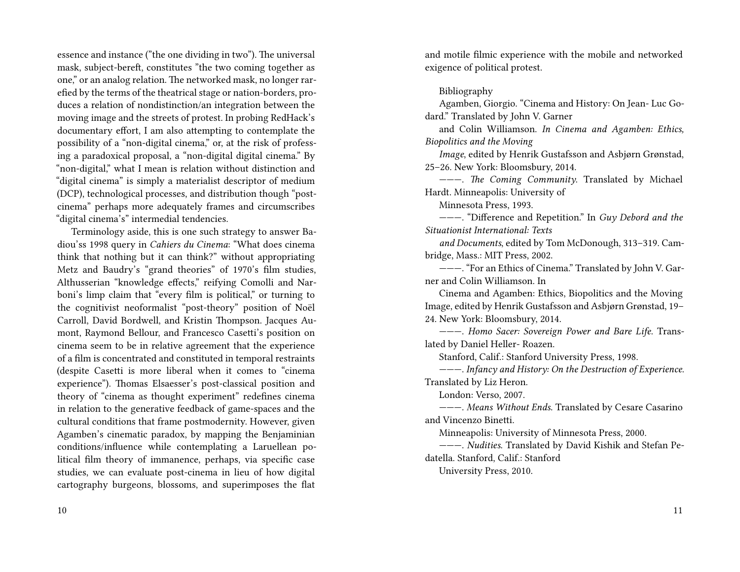essence and instance ("the one dividing in two"). The universal mask, subject-bereft, constitutes "the two coming together as one," or an analog relation. The networked mask, no longer rarefied by the terms of the theatrical stage or nation-borders, produces a relation of nondistinction/an integration between the moving image and the streets of protest. In probing RedHack's documentary effort, I am also attempting to contemplate the possibility of a "non-digital cinema," or, at the risk of professing a paradoxical proposal, a "non-digital digital cinema." By "non-digital," what I mean is relation without distinction and "digital cinema" is simply a materialist descriptor of medium (DCP), technological processes, and distribution though "post-cinema" perhaps more adequately frames and circumscribes "digital cinema's" intermedial tendencies.

Terminology aside, this is one such strategy to answer Badiou'ss 1998 query in *Cahiers du Cinema*: "What does cinema think that nothing but it can think?" without appropriating Metz and Baudry's "grand theories" of 1970's film studies, Althusserian "knowledge effects," reifying Comolli and Narboni's limp claim that "every film is political," or turning to the cognitivist neoformalist "post-theory" position of Noël Carroll, David Bordwell, and Kristin Thompson. Jacques Aumont, Raymond Bellour, and Francesco Casetti's position on cinema seem to be in relative agreement that the experience of a film is concentrated and constituted in temporal restraints (despite Casetti is more liberal when it comes to "cinema experience"). Thomas Elsaesser's post-classical position and theory of "cinema as thought experiment" redefines cinema in relation to the generative feedback of game-spaces and the cultural conditions that frame postmodernity. However, given Agamben's cinematic paradox, by mapping the Benjaminian conditions/influence while contemplating a Laruellean political film theory of immanence, perhaps, via specific case studies, we can evaluate post-cinema in lieu of how digital cartography burgeons, blossoms, and superimposes the flat and motile filmic experience with the mobile and networked exigence of political protest.

Bibliography

Agamben, Giorgio. "Cinema and History: On Jean- Luc Godard." Translated by John V. Garner

and Colin Williamson. *In Cinema and Agamben: Ethics, Biopolitics and the Moving*

*Image*, edited by Henrik Gustafsson and Asbjørn Grønstad, 25–26. New York: Bloomsbury, 2014.

———. *The Coming Community*. Translated by Michael Hardt. Minneapolis: University of

Minnesota Press, 1993.

———. "Difference and Repetition." In *Guy Debord and the Situationist International: Texts*

*and Documents*, edited by Tom McDonough, 313–319. Cambridge, Mass.: MIT Press, 2002.

———. "For an Ethics of Cinema." Translated by John V. Garner and Colin Williamson. In

Cinema and Agamben: Ethics, Biopolitics and the Moving Image, edited by Henrik Gustafsson and Asbjørn Grønstad, 19–24. New York: Bloomsbury, 2014.

———. *Homo Sacer: Sovereign Power and Bare Life*. Translated by Daniel Heller- Roazen.

Stanford, Calif.: Stanford University Press, 1998.

———. *Infancy and History: On the Destruction of Experience*. Translated by Liz Heron.

London: Verso, 2007.

———. *Means Without Ends*. Translated by Cesare Casarino and Vincenzo Binetti.

Minneapolis: University of Minnesota Press, 2000.

———. *Nudities*. Translated by David Kishik and Stefan Pedatella. Stanford, Calif.: Stanford

University Press, 2010.